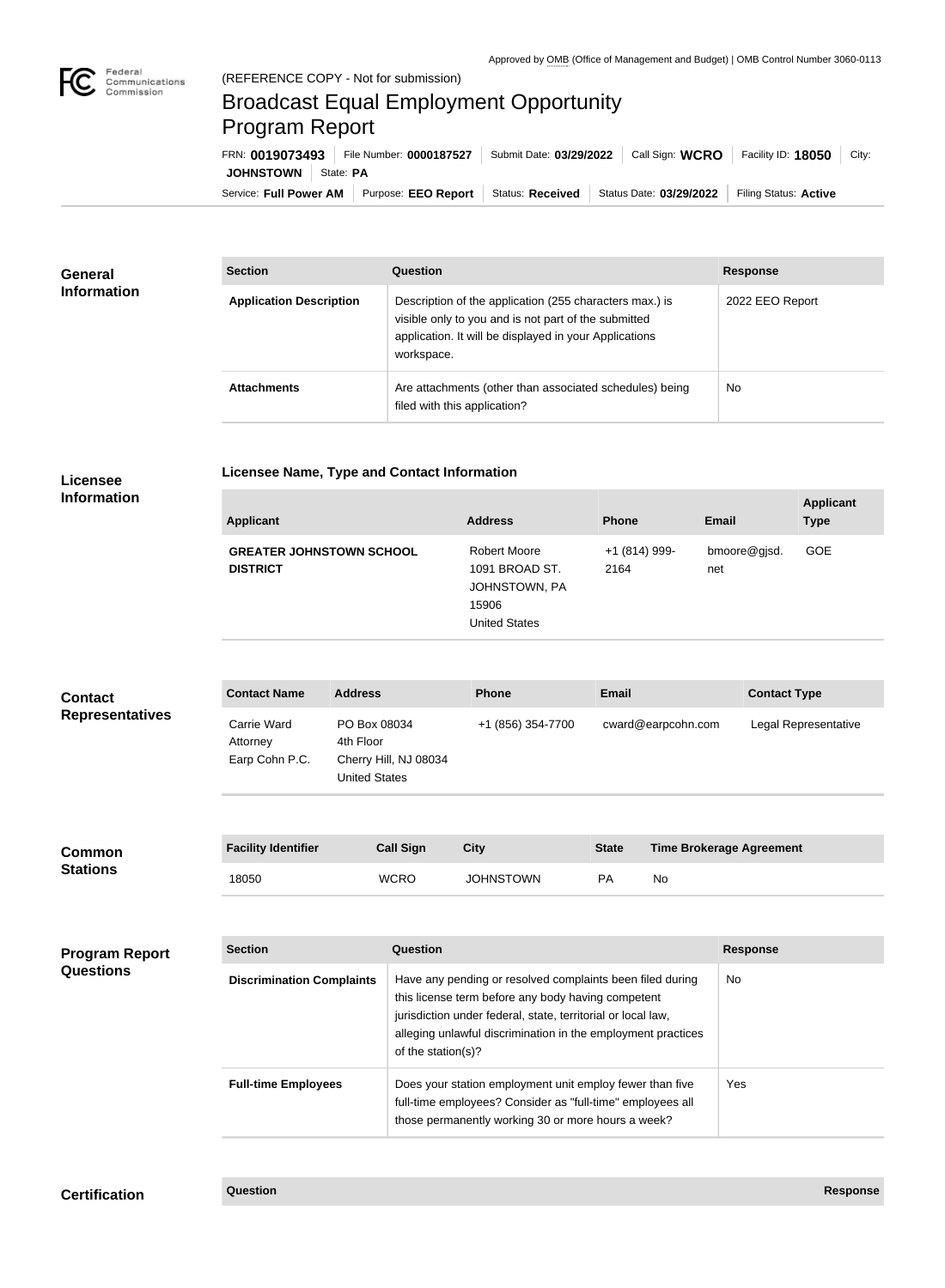Approved by OMB (Office of Management and Budget) | OMB Control Number 3060-0113

(REFERENCE COPY - Not for submission)

# Broadcast Equal Employment Opportunity Program Report

FRN: **0019073493** | File Number: **0000187527** | Submit Date: **03/29/2022** | Call Sign: **WCRO** | Facility ID: **18050** | City: **JOHNSTOWN** | State: **PA**

Service: **Full Power AM** | Purpose: **EEO Report** | Status: **Received** | Status Date: **03/29/2022** | Filing Status: **Active**

## General Information

| Section | Question | Response |
|---|---|---|
| **Application Description** | Description of the application (255 characters max.) is visible only to you and is not part of the submitted application. It will be displayed in your Applications workspace. | 2022 EEO Report |
| **Attachments** | Are attachments (other than associated schedules) being filed with this application? | No |

## Licensee Information

**Licensee Name, Type and Contact Information**

| Applicant | Address | Phone | Email | Applicant Type |
|---|---|---|---|---|
| **GREATER JOHNSTOWN SCHOOL DISTRICT** | Robert Moore<br>1091 BROAD ST.<br>JOHNSTOWN, PA 15906<br>United States | +1 (814) 999-2164 | bmoore@gjsd.net | GOE |

## Contact Representatives

| Contact Name | Address | Phone | Email | Contact Type |
|---|---|---|---|---|
| Carrie Ward<br>Attorney<br>Earp Cohn P.C. | PO Box 08034<br>4th Floor<br>Cherry Hill, NJ 08034<br>United States | +1 (856) 354-7700 | cward@earpcohn.com | Legal Representative |

## Common Stations

| Facility Identifier | Call Sign | City | State | Time Brokerage Agreement |
|---|---|---|---|---|
| 18050 | WCRO | JOHNSTOWN | PA | No |

## Program Report Questions

| Section | Question | Response |
|---|---|---|
| **Discrimination Complaints** | Have any pending or resolved complaints been filed during this license term before any body having competent jurisdiction under federal, state, territorial or local law, alleging unlawful discrimination in the employment practices of the station(s)? | No |
| **Full-time Employees** | Does your station employment unit employ fewer than five full-time employees? Consider as "full-time" employees all those permanently working 30 or more hours a week? | Yes |

## Certification

| Question | Response |
|---|---|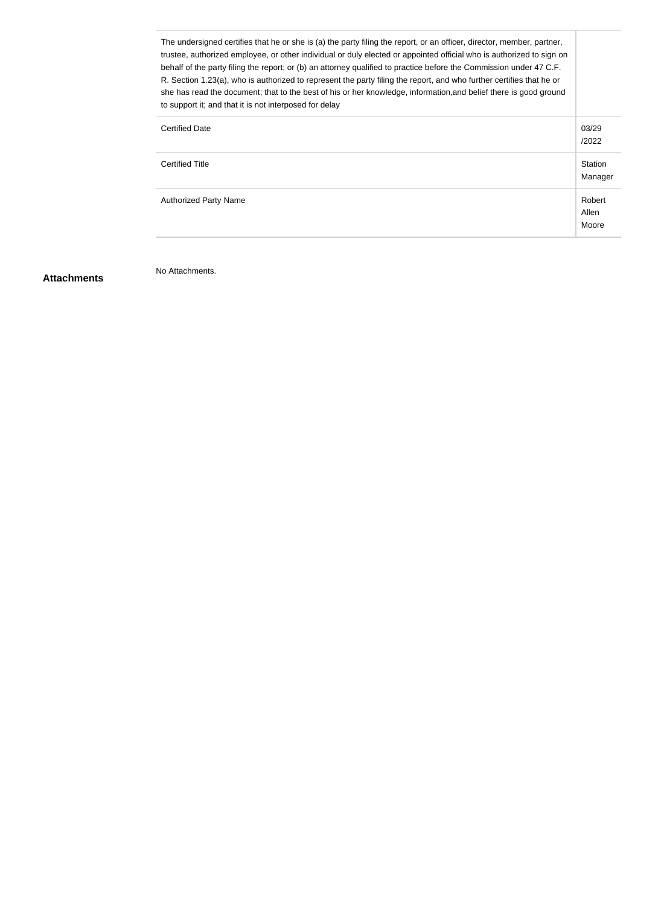| | |
|---|---|
| The undersigned certifies that he or she is (a) the party filing the report, or an officer, director, member, partner, trustee, authorized employee, or other individual or duly elected or appointed official who is authorized to sign on behalf of the party filing the report; or (b) an attorney qualified to practice before the Commission under 47 C.F.R. Section 1.23(a), who is authorized to represent the party filing the report, and who further certifies that he or she has read the document; that to the best of his or her knowledge, information,and belief there is good ground to support it; and that it is not interposed for delay | |
| Certified Date | 03/29/2022 |
| Certified Title | Station Manager |
| Authorized Party Name | Robert Allen Moore |

**Attachments**

No Attachments.